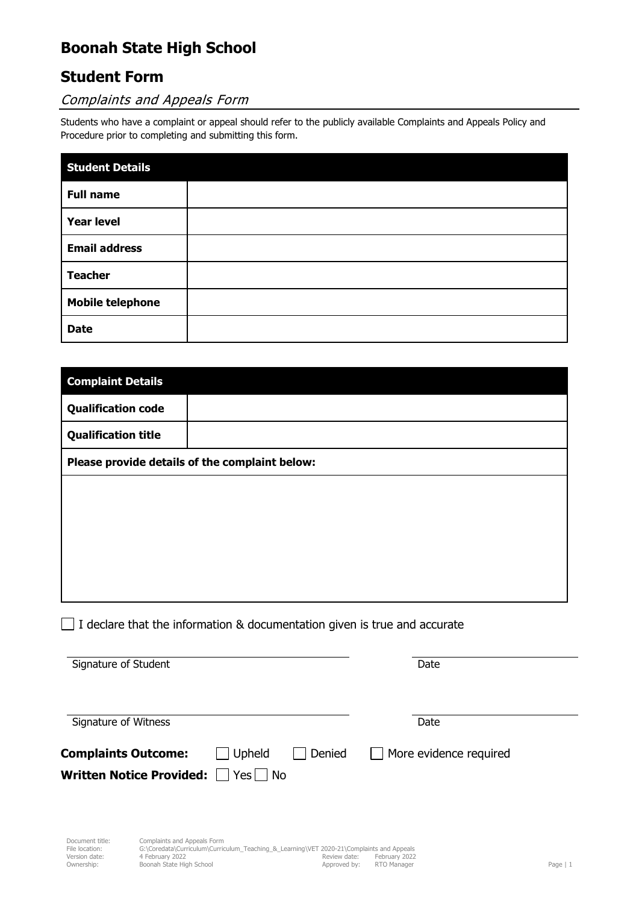# Boonah State High School

## Student Form

### *Complaints and Appeals Form*

Students who have a complaint or appeal should refer to the publicly available Complaints and Appeals Policy and Procedure prior to completing and submitting this form.

| **Student Details** | |
|---|---|
| **Full name** | |
| **Year level** | |
| **Email address** | |
| **Teacher** | |
| **Mobile telephone** | |
| **Date** | |

| **Complaint Details** | |
|---|---|
| **Qualification code** | |
| **Qualification title** | |
| **Please provide details of the complaint below:** | |
| | |

☐ I declare that the information & documentation given is true and accurate

Signature of Student ____________________ Date ____________

Signature of Witness ____________________ Date ____________

**Complaints Outcome:** ☐ Upheld ☐ Denied ☐ More evidence required

**Written Notice Provided:** ☐ Yes ☐ No

Document title: Complaints and Appeals Form
File location: G:\Coredata\Curriculum\Curriculum_Teaching_&_Learning\VET 2020-21\Complaints and Appeals
Version date: 4 February 2022 Review date: February 2022
Ownership: Boonah State High School Approved by: RTO Manager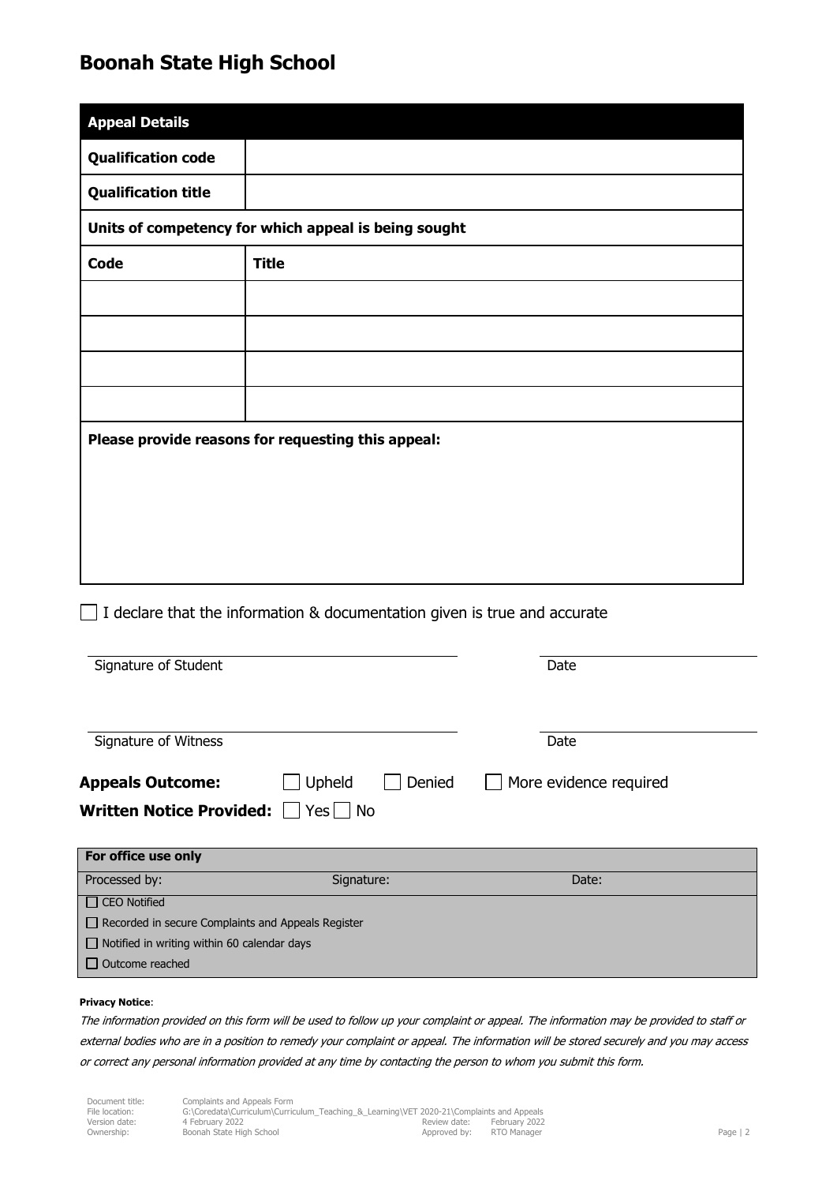# Boonah State High School

| **Appeal Details** | |
|---|---|
| **Qualification code** | |
| **Qualification title** | |
| **Units of competency for which appeal is being sought** | |
| **Code** | **Title** |
| | |
| | |
| | |
| | |
| **Please provide reasons for requesting this appeal:** | |

☐ I declare that the information & documentation given is true and accurate

Signature of Student ______________________ Date ______________

Signature of Witness ______________________ Date ______________

**Appeals Outcome:** ☐ Upheld ☐ Denied ☐ More evidence required

**Written Notice Provided:** ☐ Yes ☐ No

| **For office use only** | | |
|---|---|---|
| Processed by: | Signature: | Date: |
| ☐ CEO Notified | | |
| ☐ Recorded in secure Complaints and Appeals Register | | |
| ☐ Notified in writing within 60 calendar days | | |
| ☐ Outcome reached | | |

**Privacy Notice**:

*The information provided on this form will be used to follow up your complaint or appeal. The information may be provided to staff or external bodies who are in a position to remedy your complaint or appeal. The information will be stored securely and you may access or correct any personal information provided at any time by contacting the person to whom you submit this form.*

Document title: Complaints and Appeals Form
File location: G:\Coredata\Curriculum\Curriculum_Teaching_&_Learning\VET 2020-21\Complaints and Appeals
Version date: 4 February 2022 Review date: February 2022
Ownership: Boonah State High School Approved by: RTO Manager